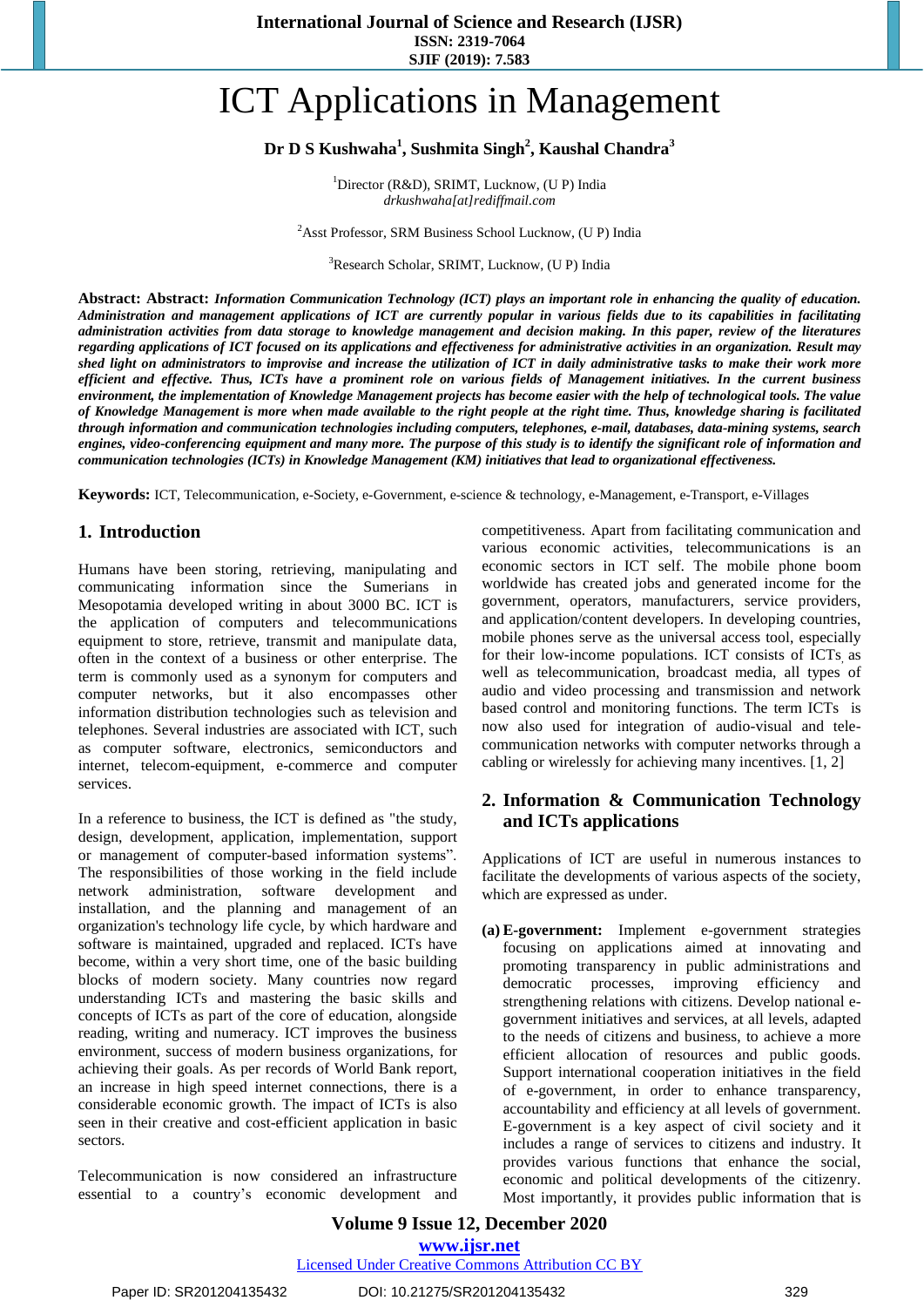# ICT Applications in Management

**Dr D S Kushwaha[1], Sushmita Singh[2], Kaushal Chandra[3]**

[1]Director (R&D), SRIMT, Lucknow, (U P) India
*drkushwaha[at]rediffmail.com*

[2]Asst Professor, SRM Business School Lucknow, (U P) India

[3]Research Scholar, SRIMT, Lucknow, (U P) India

**Abstract: Abstract:** ***Information Communication Technology (ICT) plays an important role in enhancing the quality of education. Administration and management applications of ICT are currently popular in various fields due to its capabilities in facilitating administration activities from data storage to knowledge management and decision making. In this paper, review of the literatures regarding applications of ICT focused on its applications and effectiveness for administrative activities in an organization. Result may shed light on administrators to improve and increase the utilization of ICT in daily administrative tasks to make their work more efficient and effective. Thus, ICTs have a prominent role on various fields of Management initiatives. In the current business environment, the implementation of Knowledge Management projects has become easier with the help of technological tools. The value of Knowledge Management is more when made available to the right people at the right time. Thus, knowledge sharing is facilitated through information and communication technologies including computers, telephones, e-mail, databases, data-mining systems, search engines, video-conferencing equipment and many more. The purpose of this study is to identify the significant role of information and communication technologies (ICTs) in Knowledge Management (KM) initiatives that lead to organizational effectiveness.***

**Keywords:** ICT, Telecommunication, e-Society, e-Government, e-science & technology, e-Management, e-Transport, e-Villages

## 1. Introduction

Humans have been storing, retrieving, manipulating and communicating information since the Sumerians in Mesopotamia developed writing in about 3000 BC. ICT is the application of computers and telecommunications equipment to store, retrieve, transmit and manipulate data, often in the context of a business or other enterprise. The term is commonly used as a synonym for computers and computer networks, but it also encompasses other information distribution technologies such as television and telephones. Several industries are associated with ICT, such as computer software, electronics, semiconductors and internet, telecom-equipment, e-commerce and computer services.

In a reference to business, the ICT is defined as "the study, design, development, application, implementation, support or management of computer-based information systems". The responsibilities of those working in the field include network administration, software development and installation, and the planning and management of an organization's technology life cycle, by which hardware and software is maintained, upgraded and replaced. ICTs have become, within a very short time, one of the basic building blocks of modern society. Many countries now regard understanding ICTs and mastering the basic skills and concepts of ICTs as part of the core of education, alongside reading, writing and numeracy. ICT improves the business environment, success of modern business organizations, for achieving their goals. As per records of World Bank report, an increase in high speed internet connections, there is a considerable economic growth. The impact of ICTs is also seen in their creative and cost-efficient application in basic sectors.

Telecommunication is now considered an infrastructure essential to a country's economic development and competitiveness. Apart from facilitating communication and various economic activities, telecommunications is an economic sectors in ICT self. The mobile phone boom worldwide has created jobs and generated income for the government, operators, manufacturers, service providers, and application/content developers. In developing countries, mobile phones serve as the universal access tool, especially for their low-income populations. ICT consists of ICTs, as well as telecommunication, broadcast media, all types of audio and video processing and transmission and network based control and monitoring functions. The term ICTs is now also used for integration of audio-visual and tele-communication networks with computer networks through a cabling or wirelessly for achieving many incentives. [1, 2]

## 2. Information & Communication Technology and ICTs applications

Applications of ICT are useful in numerous instances to facilitate the developments of various aspects of the society, which are expressed as under.

**(a) E-government:** Implement e-government strategies focusing on applications aimed at innovating and promoting transparency in public administrations and democratic processes, improving efficiency and strengthening relations with citizens. Develop national e-government initiatives and services, at all levels, adapted to the needs of citizens and business, to achieve a more efficient allocation of resources and public goods. Support international cooperation initiatives in the field of e-government, in order to enhance transparency, accountability and efficiency at all levels of government. E-government is a key aspect of civil society and it includes a range of services to citizens and industry. It provides various functions that enhance the social, economic and political developments of the citizenry. Most importantly, it provides public information that is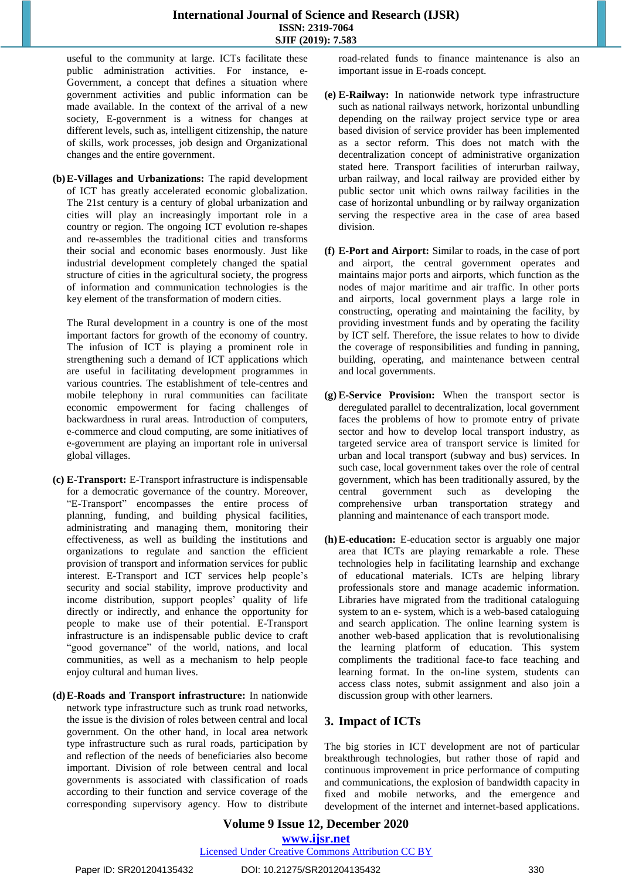useful to the community at large. ICTs facilitate these public administration activities. For instance, e-Government, a concept that defines a situation where government activities and public information can be made available. In the context of the arrival of a new society, E-government is a witness for changes at different levels, such as, intelligent citizenship, the nature of skills, work processes, job design and Organizational changes and the entire government.

**(b) E-Villages and Urbanizations:** The rapid development of ICT has greatly accelerated economic globalization. The 21st century is a century of global urbanization and cities will play an increasingly important role in a country or region. The ongoing ICT evolution re-shapes and re-assembles the traditional cities and transforms their social and economic bases enormously. Just like industrial development completely changed the spatial structure of cities in the agricultural society, the progress of information and communication technologies is the key element of the transformation of modern cities.

The Rural development in a country is one of the most important factors for growth of the economy of country. The infusion of ICT is playing a prominent role in strengthening such a demand of ICT applications which are useful in facilitating development programmes in various countries. The establishment of tele-centres and mobile telephony in rural communities can facilitate economic empowerment for facing challenges of backwardness in rural areas. Introduction of computers, e-commerce and cloud computing, are some initiatives of e-government are playing an important role in universal global villages.

**(c) E-Transport:** E-Transport infrastructure is indispensable for a democratic governance of the country. Moreover, "E-Transport" encompasses the entire process of planning, funding, and building physical facilities, administrating and managing them, monitoring their effectiveness, as well as building the institutions and organizations to regulate and sanction the efficient provision of transport and information services for public interest. E-Transport and ICT services help people's security and social stability, improve productivity and income distribution, support peoples' quality of life directly or indirectly, and enhance the opportunity for people to make use of their potential. E-Transport infrastructure is an indispensable public device to craft "good governance" of the world, nations, and local communities, as well as a mechanism to help people enjoy cultural and human lives.

**(d) E-Roads and Transport infrastructure:** In nationwide network type infrastructure such as trunk road networks, the issue is the division of roles between central and local government. On the other hand, in local area network type infrastructure such as rural roads, participation by and reflection of the needs of beneficiaries also become important. Division of role between central and local governments is associated with classification of roads according to their function and service coverage of the corresponding supervisory agency. How to distribute road-related funds to finance maintenance is also an important issue in E-roads concept.

**(e) E-Railway:** In nationwide network type infrastructure such as national railways network, horizontal unbundling depending on the railway project service type or area based division of service provider has been implemented as a sector reform. This does not match with the decentralization concept of administrative organization stated here. Transport facilities of interurban railway, urban railway, and local railway are provided either by public sector unit which owns railway facilities in the case of horizontal unbundling or by railway organization serving the respective area in the case of area based division.

**(f) E-Port and Airport:** Similar to roads, in the case of port and airport, the central government operates and maintains major ports and airports, which function as the nodes of major maritime and air traffic. In other ports and airports, local government plays a large role in constructing, operating and maintaining the facility, by providing investment funds and by operating the facility by ICT self. Therefore, the issue relates to how to divide the coverage of responsibilities and funding in panning, building, operating, and maintenance between central and local governments.

**(g) E-Service Provision:** When the transport sector is deregulated parallel to decentralization, local government faces the problems of how to promote entry of private sector and how to develop local transport industry, as targeted service area of transport service is limited for urban and local transport (subway and bus) services. In such case, local government takes over the role of central government, which has been traditionally assured, by the central government such as developing the comprehensive urban transportation strategy and planning and maintenance of each transport mode.

**(h) E-education:** E-education sector is arguably one major area that ICTs are playing remarkable a role. These technologies help in facilitating learnship and exchange of educational materials. ICTs are helping library professionals store and manage academic information. Libraries have migrated from the traditional cataloguing system to an e- system, which is a web-based cataloguing and search application. The online learning system is another web-based application that is revolutionalising the learning platform of education. This system compliments the traditional face-to face teaching and learning format. In the on-line system, students can access class notes, submit assignment and also join a discussion group with other learners.

## 3. Impact of ICTs

The big stories in ICT development are not of particular breakthrough technologies, but rather those of rapid and continuous improvement in price performance of computing and communications, the explosion of bandwidth capacity in fixed and mobile networks, and the emergence and development of the internet and internet-based applications.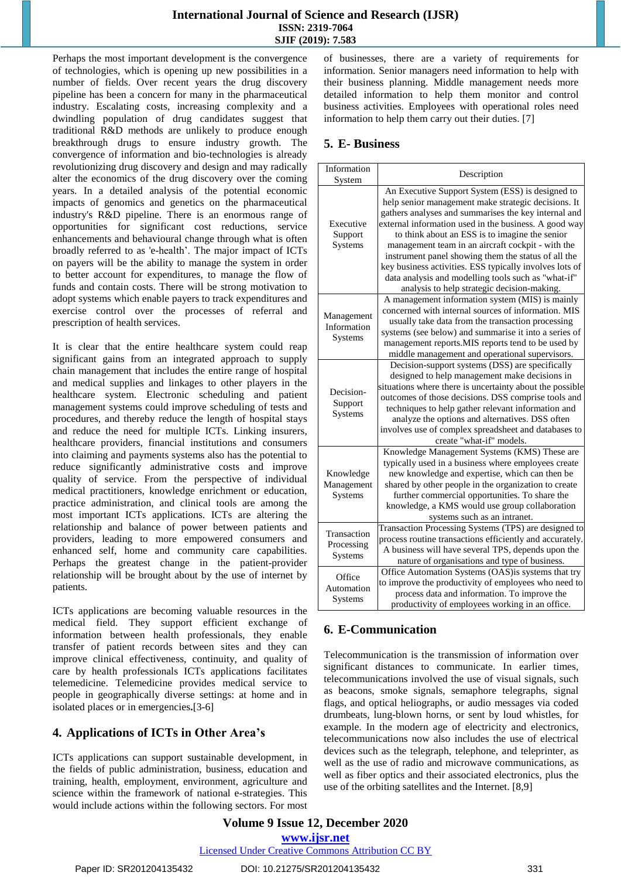Perhaps the most important development is the convergence of technologies, which is opening up new possibilities in a number of fields. Over recent years the drug discovery pipeline has been a concern for many in the pharmaceutical industry. Escalating costs, increasing complexity and a dwindling population of drug candidates suggest that traditional R&D methods are unlikely to produce enough breakthrough drugs to ensure industry growth. The convergence of information and bio-technologies is already revolutionizing drug discovery and design and may radically alter the economics of the drug discovery over the coming years. In a detailed analysis of the potential economic impacts of genomics and genetics on the pharmaceutical industry's R&D pipeline. There is an enormous range of opportunities for significant cost reductions, service enhancements and behavioural change through what is often broadly referred to as 'e-health'. The major impact of ICTs on payers will be the ability to manage the system in order to better account for expenditures, to manage the flow of funds and contain costs. There will be strong motivation to adopt systems which enable payers to track expenditures and exercise control over the processes of referral and prescription of health services.

It is clear that the entire healthcare system could reap significant gains from an integrated approach to supply chain management that includes the entire range of hospital and medical supplies and linkages to other players in the healthcare system. Electronic scheduling and patient management systems could improve scheduling of tests and procedures, and thereby reduce the length of hospital stays and reduce the need for multiple ICTs. Linking insurers, healthcare providers, financial institutions and consumers into claiming and payments systems also has the potential to reduce significantly administrative costs and improve quality of service. From the perspective of individual medical practitioners, knowledge enrichment or education, practice administration, and clinical tools are among the most important ICTs applications. ICTs are altering the relationship and balance of power between patients and providers, leading to more empowered consumers and enhanced self, home and community care capabilities. Perhaps the greatest change in the patient-provider relationship will be brought about by the use of internet by patients.

ICTs applications are becoming valuable resources in the medical field. They support efficient exchange of information between health professionals, they enable transfer of patient records between sites and they can improve clinical effectiveness, continuity, and quality of care by health professionals ICTs applications facilitates telemedicine. Telemedicine provides medical service to people in geographically diverse settings: at home and in isolated places or in emergencies.[3-6]

## 4. Applications of ICTs in Other Area's

ICTs applications can support sustainable development, in the fields of public administration, business, education and training, health, employment, environment, agriculture and science within the framework of national e-strategies. This would include actions within the following sectors. For most of businesses, there are a variety of requirements for information. Senior managers need information to help with their business planning. Middle management needs more detailed information to help them monitor and control business activities. Employees with operational roles need information to help them carry out their duties. [7]

## 5. E- Business

| Information System | Description |
|---|---|
| Executive Support Systems | An Executive Support System (ESS) is designed to help senior management make strategic decisions. It gathers analyses and summarises the key internal and external information used in the business. A good way to think about an ESS is to imagine the senior management team in an aircraft cockpit - with the instrument panel showing them the status of all the key business activities. ESS typically involves lots of data analysis and modelling tools such as "what-if" analysis to help strategic decision-making. |
| Management Information Systems | A management information system (MIS) is mainly concerned with internal sources of information. MIS usually take data from the transaction processing systems (see below) and summarise it into a series of management reports.MIS reports tend to be used by middle management and operational supervisors. |
| Decision-Support Systems | Decision-support systems (DSS) are specifically designed to help management make decisions in situations where there is uncertainty about the possible outcomes of those decisions. DSS comprise tools and techniques to help gather relevant information and analyze the options and alternatives. DSS often involves use of complex spreadsheet and databases to create "what-if" models. |
| Knowledge Management Systems | Knowledge Management Systems (KMS) These are typically used in a business where employees create new knowledge and expertise, which can then be shared by other people in the organization to create further commercial opportunities. To share the knowledge, a KMS would use group collaboration systems such as an intranet. |
| Transaction Processing Systems | Transaction Processing Systems (TPS) are designed to process routine transactions efficiently and accurately. A business will have several TPS, depends upon the nature of organisations and type of business. |
| Office Automation Systems | Office Automation Systems (OAS)is systems that try to improve the productivity of employees who need to process data and information. To improve the productivity of employees working in an office. |

## 6. E-Communication

Telecommunication is the transmission of information over significant distances to communicate. In earlier times, telecommunications involved the use of visual signals, such as beacons, smoke signals, semaphore telegraphs, signal flags, and optical heliographs, or audio messages via coded drumbeats, lung-blown horns, or sent by loud whistles, for example. In the modern age of electricity and electronics, telecommunications now also includes the use of electrical devices such as the telegraph, telephone, and teleprinter, as well as the use of radio and microwave communications, as well as fiber optics and their associated electronics, plus the use of the orbiting satellites and the Internet. [8,9]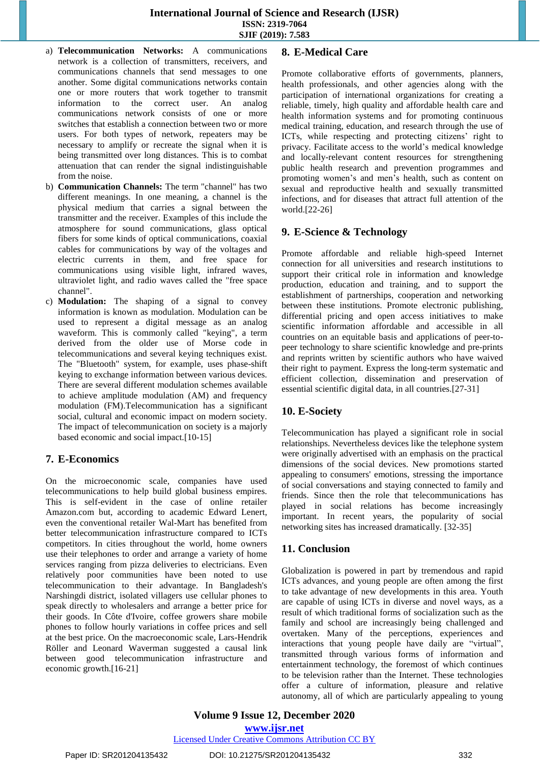a) **Telecommunication Networks:** A communications network is a collection of transmitters, receivers, and communications channels that send messages to one another. Some digital communications networks contain one or more routers that work together to transmit information to the correct user. An analog communications network consists of one or more switches that establish a connection between two or more users. For both types of network, repeaters may be necessary to amplify or recreate the signal when it is being transmitted over long distances. This is to combat attenuation that can render the signal indistinguishable from the noise.
b) **Communication Channels:** The term "channel" has two different meanings. In one meaning, a channel is the physical medium that carries a signal between the transmitter and the receiver. Examples of this include the atmosphere for sound communications, glass optical fibers for some kinds of optical communications, coaxial cables for communications by way of the voltages and electric currents in them, and free space for communications using visible light, infrared waves, ultraviolet light, and radio waves called the "free space channel".
c) **Modulation:** The shaping of a signal to convey information is known as modulation. Modulation can be used to represent a digital message as an analog waveform. This is commonly called "keying", a term derived from the older use of Morse code in telecommunications and several keying techniques exist. The "Bluetooth" system, for example, uses phase-shift keying to exchange information between various devices. There are several different modulation schemes available to achieve amplitude modulation (AM) and frequency modulation (FM).Telecommunication has a significant social, cultural and economic impact on modern society. The impact of telecommunication on society is a majorly based economic and social impact.[10-15]

## 7. E-Economics

On the microeconomic scale, companies have used telecommunications to help build global business empires. This is self-evident in the case of online retailer Amazon.com but, according to academic Edward Lenert, even the conventional retailer Wal-Mart has benefited from better telecommunication infrastructure compared to ICTs competitors. In cities throughout the world, home owners use their telephones to order and arrange a variety of home services ranging from pizza deliveries to electricians. Even relatively poor communities have been noted to use telecommunication to their advantage. In Bangladesh's Narshingdi district, isolated villagers use cellular phones to speak directly to wholesalers and arrange a better price for their goods. In Côte d'Ivoire, coffee growers share mobile phones to follow hourly variations in coffee prices and sell at the best price. On the macroeconomic scale, Lars-Hendrik Röller and Leonard Waverman suggested a causal link between good telecommunication infrastructure and economic growth.[16-21]

## 8. E-Medical Care

Promote collaborative efforts of governments, planners, health professionals, and other agencies along with the participation of international organizations for creating a reliable, timely, high quality and affordable health care and health information systems and for promoting continuous medical training, education, and research through the use of ICTs, while respecting and protecting citizens' right to privacy. Facilitate access to the world's medical knowledge and locally-relevant content resources for strengthening public health research and prevention programmes and promoting women's and men's health, such as content on sexual and reproductive health and sexually transmitted infections, and for diseases that attract full attention of the world.[22-26]

## 9. E-Science & Technology

Promote affordable and reliable high-speed Internet connection for all universities and research institutions to support their critical role in information and knowledge production, education and training, and to support the establishment of partnerships, cooperation and networking between these institutions. Promote electronic publishing, differential pricing and open access initiatives to make scientific information affordable and accessible in all countries on an equitable basis and applications of peer-to-peer technology to share scientific knowledge and pre-prints and reprints written by scientific authors who have waived their right to payment. Express the long-term systematic and efficient collection, dissemination and preservation of essential scientific digital data, in all countries.[27-31]

## 10. E-Society

Telecommunication has played a significant role in social relationships. Nevertheless devices like the telephone system were originally advertised with an emphasis on the practical dimensions of the social devices. New promotions started appealing to consumers' emotions, stressing the importance of social conversations and staying connected to family and friends. Since then the role that telecommunications has played in social relations has become increasingly important. In recent years, the popularity of social networking sites has increased dramatically. [32-35]

## 11. Conclusion

Globalization is powered in part by tremendous and rapid ICTs advances, and young people are often among the first to take advantage of new developments in this area. Youth are capable of using ICTs in diverse and novel ways, as a result of which traditional forms of socialization such as the family and school are increasingly being challenged and overtaken. Many of the perceptions, experiences and interactions that young people have daily are "virtual", transmitted through various forms of information and entertainment technology, the foremost of which continues to be television rather than the Internet. These technologies offer a culture of information, pleasure and relative autonomy, all of which are particularly appealing to young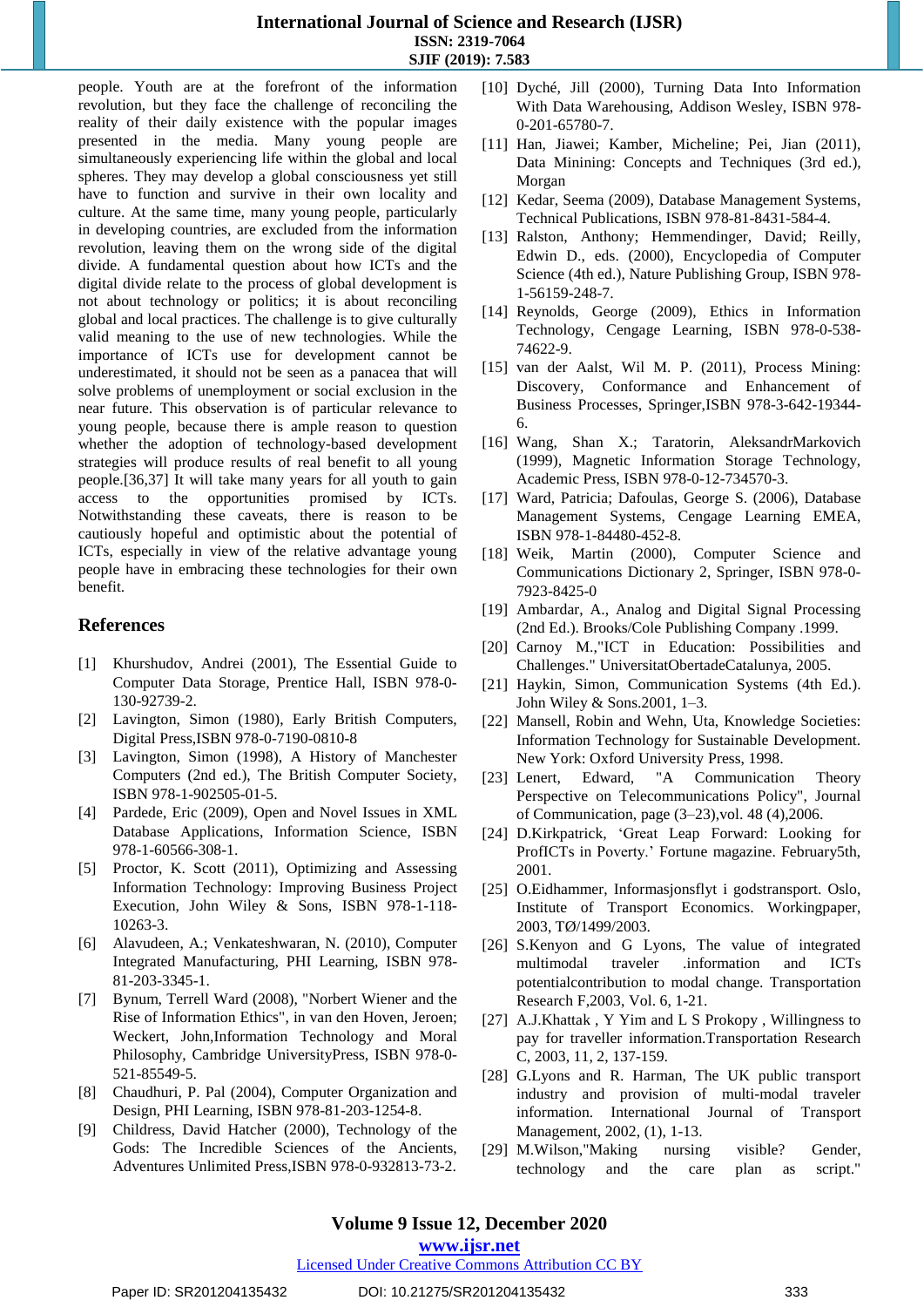people. Youth are at the forefront of the information revolution, but they face the challenge of reconciling the reality of their daily existence with the popular images presented in the media. Many young people are simultaneously experiencing life within the global and local spheres. They may develop a global consciousness yet still have to function and survive in their own locality and culture. At the same time, many young people, particularly in developing countries, are excluded from the information revolution, leaving them on the wrong side of the digital divide. A fundamental question about how ICTs and the digital divide relate to the process of global development is not about technology or politics; it is about reconciling global and local practices. The challenge is to give culturally valid meaning to the use of new technologies. While the importance of ICTs use for development cannot be underestimated, it should not be seen as a panacea that will solve problems of unemployment or social exclusion in the near future. This observation is of particular relevance to young people, because there is ample reason to question whether the adoption of technology-based development strategies will produce results of real benefit to all young people.[36,37] It will take many years for all youth to gain access to the opportunities promised by ICTs. Notwithstanding these caveats, there is reason to be cautiously hopeful and optimistic about the potential of ICTs, especially in view of the relative advantage young people have in embracing these technologies for their own benefit.

## References

[1] Khurshudov, Andrei (2001), The Essential Guide to Computer Data Storage, Prentice Hall, ISBN 978-0-130-92739-2.

[2] Lavington, Simon (1980), Early British Computers, Digital Press,ISBN 978-0-7190-0810-8

[3] Lavington, Simon (1998), A History of Manchester Computers (2nd ed.), The British Computer Society, ISBN 978-1-902505-01-5.

[4] Pardede, Eric (2009), Open and Novel Issues in XML Database Applications, Information Science, ISBN 978-1-60566-308-1.

[5] Proctor, K. Scott (2011), Optimizing and Assessing Information Technology: Improving Business Project Execution, John Wiley & Sons, ISBN 978-1-118-10263-3.

[6] Alavudeen, A.; Venkateshwaran, N. (2010), Computer Integrated Manufacturing, PHI Learning, ISBN 978-81-203-3345-1.

[7] Bynum, Terrell Ward (2008), "Norbert Wiener and the Rise of Information Ethics", in van den Hoven, Jeroen; Weckert, John,Information Technology and Moral Philosophy, Cambridge UniversityPress, ISBN 978-0-521-85549-5.

[8] Chaudhuri, P. Pal (2004), Computer Organization and Design, PHI Learning, ISBN 978-81-203-1254-8.

[9] Childress, David Hatcher (2000), Technology of the Gods: The Incredible Sciences of the Ancients, Adventures Unlimited Press,ISBN 978-0-932813-73-2.

[10] Dyché, Jill (2000), Turning Data Into Information With Data Warehousing, Addison Wesley, ISBN 978-0-201-65780-7.

[11] Han, Jiawei; Kamber, Micheline; Pei, Jian (2011), Data Minining: Concepts and Techniques (3rd ed.), Morgan

[12] Kedar, Seema (2009), Database Management Systems, Technical Publications, ISBN 978-81-8431-584-4.

[13] Ralston, Anthony; Hemmendinger, David; Reilly, Edwin D., eds. (2000), Encyclopedia of Computer Science (4th ed.), Nature Publishing Group, ISBN 978-1-56159-248-7.

[14] Reynolds, George (2009), Ethics in Information Technology, Cengage Learning, ISBN 978-0-538-74622-9.

[15] van der Aalst, Wil M. P. (2011), Process Mining: Discovery, Conformance and Enhancement of Business Processes, Springer,ISBN 978-3-642-19344-6.

[16] Wang, Shan X.; Taratorin, AleksandrMarkovich (1999), Magnetic Information Storage Technology, Academic Press, ISBN 978-0-12-734570-3.

[17] Ward, Patricia; Dafoulas, George S. (2006), Database Management Systems, Cengage Learning EMEA, ISBN 978-1-84480-452-8.

[18] Weik, Martin (2000), Computer Science and Communications Dictionary 2, Springer, ISBN 978-0-7923-8425-0

[19] Ambardar, A., Analog and Digital Signal Processing (2nd Ed.). Brooks/Cole Publishing Company .1999.

[20] Carnoy M.,"ICT in Education: Possibilities and Challenges." UniversitatObertadeCatalunya, 2005.

[21] Haykin, Simon, Communication Systems (4th Ed.). John Wiley & Sons.2001, 1–3.

[22] Mansell, Robin and Wehn, Uta, Knowledge Societies: Information Technology for Sustainable Development. New York: Oxford University Press, 1998.

[23] Lenert, Edward, "A Communication Theory Perspective on Telecommunications Policy", Journal of Communication, page (3–23),vol. 48 (4),2006.

[24] D.Kirkpatrick, 'Great Leap Forward: Looking for ProfICTs in Poverty.' Fortune magazine. February5th, 2001.

[25] O.Eidhammer, Informasjonsflyt i godstransport. Oslo, Institute of Transport Economics. Workingpaper, 2003, TØ/1499/2003.

[26] S.Kenyon and G Lyons, The value of integrated multimodal traveler .information and ICTs potentialcontribution to modal change. Transportation Research F,2003, Vol. 6, 1-21.

[27] A.J.Khattak , Y Yim and L S Prokopy , Willingness to pay for traveller information.Transportation Research C, 2003, 11, 2, 137-159.

[28] G.Lyons and R. Harman, The UK public transport industry and provision of multi-modal traveler information. International Journal of Transport Management, 2002, (1), 1-13.

[29] M.Wilson,"Making nursing visible? Gender, technology and the care plan as script."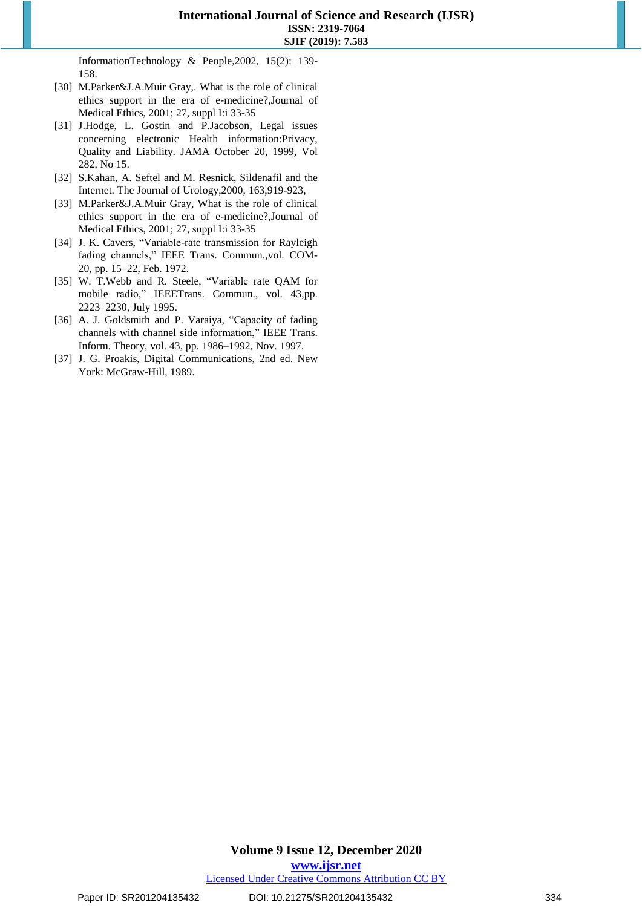InformationTechnology & People,2002, 15(2): 139-158.

[30] M.Parker&J.A.Muir Gray,. What is the role of clinical ethics support in the era of e-medicine?,Journal of Medical Ethics, 2001; 27, suppl I:i 33-35

[31] J.Hodge, L. Gostin and P.Jacobson, Legal issues concerning electronic Health information:Privacy, Quality and Liability. JAMA October 20, 1999, Vol 282, No 15.

[32] S.Kahan, A. Seftel and M. Resnick, Sildenafil and the Internet. The Journal of Urology,2000, 163,919-923,

[33] M.Parker&J.A.Muir Gray, What is the role of clinical ethics support in the era of e-medicine?,Journal of Medical Ethics, 2001; 27, suppl I:i 33-35

[34] J. K. Cavers, “Variable-rate transmission for Rayleigh fading channels,” IEEE Trans. Commun.,vol. COM-20, pp. 15–22, Feb. 1972.

[35] W. T.Webb and R. Steele, “Variable rate QAM for mobile radio,” IEEETrans. Commun., vol. 43,pp. 2223–2230, July 1995.

[36] A. J. Goldsmith and P. Varaiya, “Capacity of fading channels with channel side information,” IEEE Trans. Inform. Theory, vol. 43, pp. 1986–1992, Nov. 1997.

[37] J. G. Proakis, Digital Communications, 2nd ed. New York: McGraw-Hill, 1989.